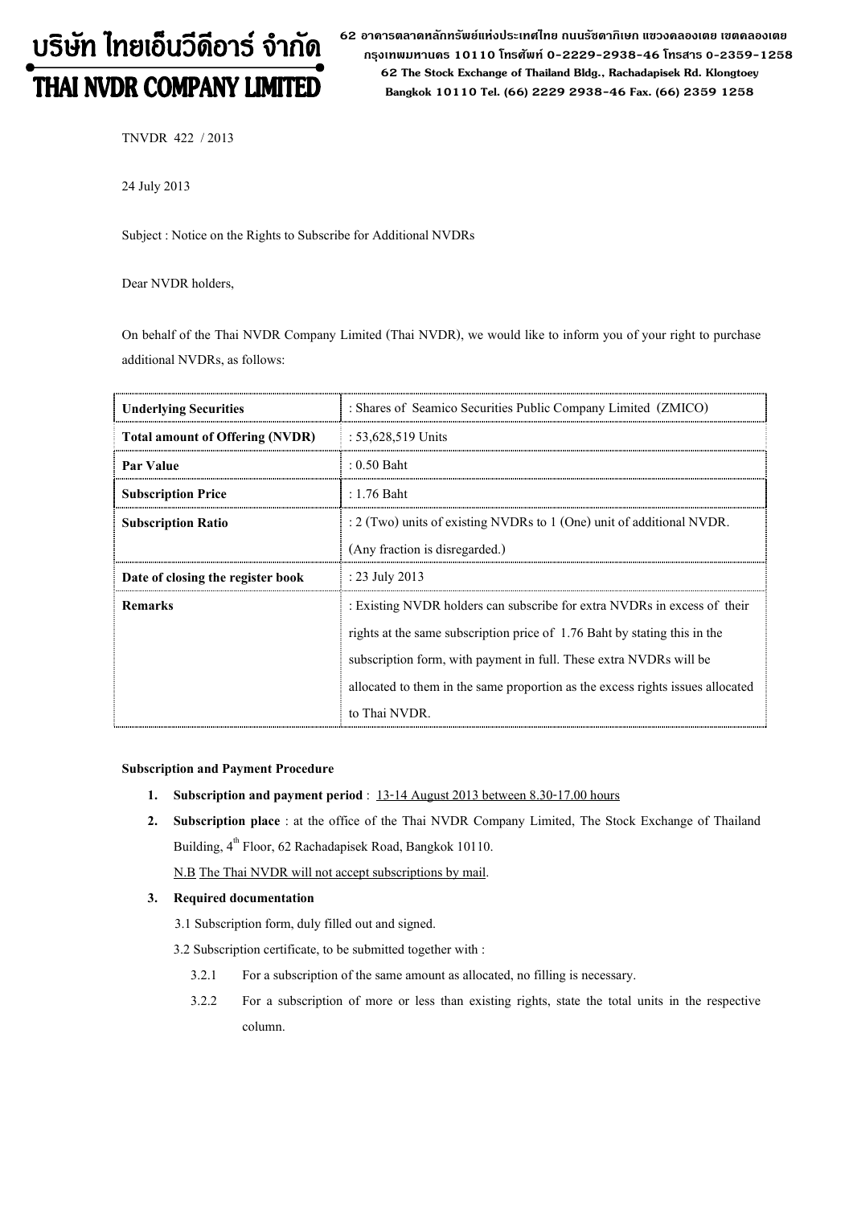# บริษัท ไทยเอ็นวีดีอาร์ จำกัด
# THAI NVDR COMPANY LIMITED

62 อาคารตลาดหลักทรัพย์แห่งประเทศไทย ถนนรัชดาภิเษก แขวงคลองเตย เขตคลองเตย กรุงเทพมหานคร 10110 โทรศัพท์ 0-2229-2938-46 โทรสาร 0-2359-1258
62 The Stock Exchange of Thailand Bldg., Rachadapisek Rd. Klongtoey Bangkok 10110 Tel. (66) 2229 2938-46 Fax. (66) 2359 1258

TNVDR 422 / 2013

24 July 2013

Subject : Notice on the Rights to Subscribe for Additional NVDRs

Dear NVDR holders,

On behalf of the Thai NVDR Company Limited (Thai NVDR), we would like to inform you of your right to purchase additional NVDRs, as follows:

| **Underlying Securities** | : Shares of Seamico Securities Public Company Limited (ZMICO) |
|---|---|
| **Total amount of Offering (NVDR)** | : 53,628,519 Units |
| **Par Value** | : 0.50 Baht |
| **Subscription Price** | : 1.76 Baht |
| **Subscription Ratio** | : 2 (Two) units of existing NVDRs to 1 (One) unit of additional NVDR. (Any fraction is disregarded.) |
| **Date of closing the register book** | : 23 July 2013 |
| **Remarks** | : Existing NVDR holders can subscribe for extra NVDRs in excess of their rights at the same subscription price of 1.76 Baht by stating this in the subscription form, with payment in full. These extra NVDRs will be allocated to them in the same proportion as the excess rights issues allocated to Thai NVDR. |

**Subscription and Payment Procedure**

1. **Subscription and payment period** : 13-14 August 2013 between 8.30-17.00 hours
2. **Subscription place** : at the office of the Thai NVDR Company Limited, The Stock Exchange of Thailand Building, 4th Floor, 62 Rachadapisek Road, Bangkok 10110.
   N.B The Thai NVDR will not accept subscriptions by mail.
3. **Required documentation**
   3.1 Subscription form, duly filled out and signed.
   3.2 Subscription certificate, to be submitted together with :
      3.2.1 For a subscription of the same amount as allocated, no filling is necessary.
      3.2.2 For a subscription of more or less than existing rights, state the total units in the respective column.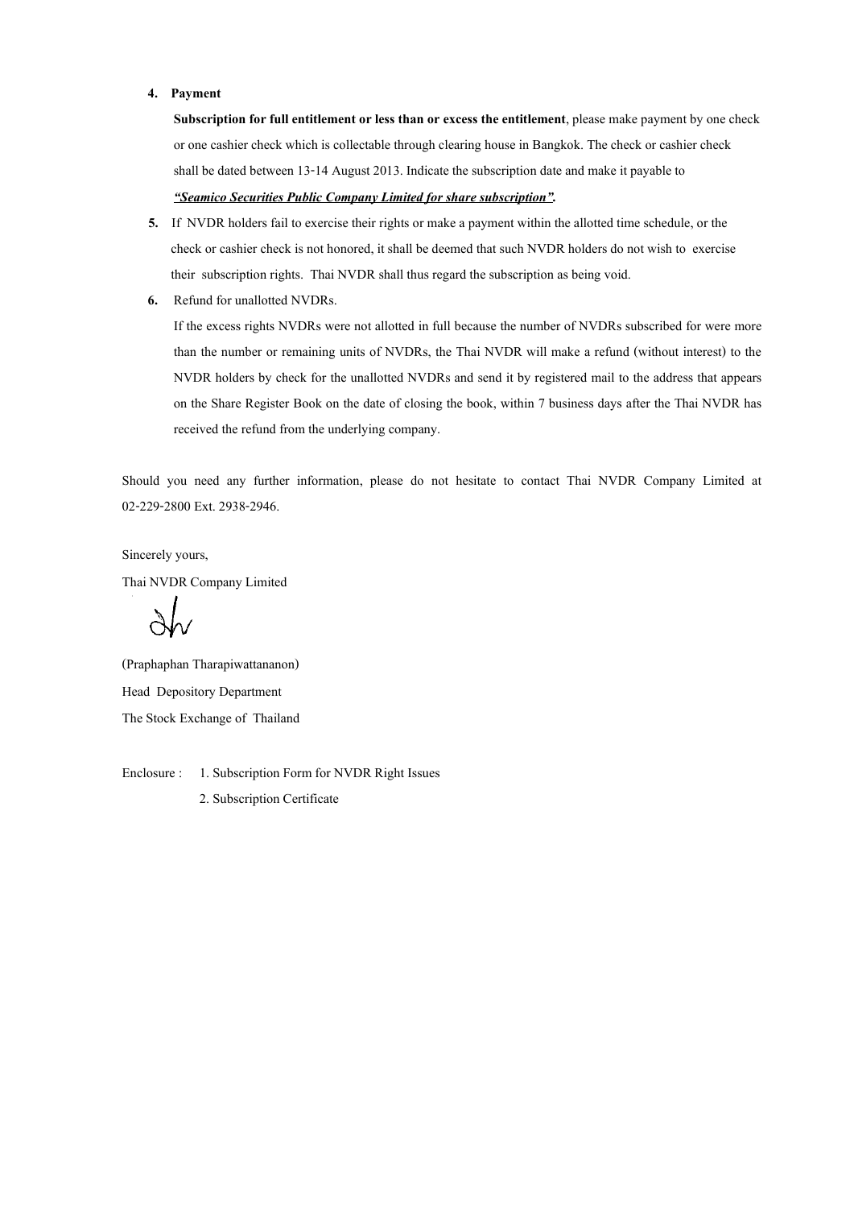4. **Payment**

   **Subscription for full entitlement or less than or excess the entitlement**, please make payment by one check or one cashier check which is collectable through clearing house in Bangkok. The check or cashier check shall be dated between 13-14 August 2013. Indicate the subscription date and make it payable to ***"Seamico Securities Public Company Limited for share subscription".***

5. If NVDR holders fail to exercise their rights or make a payment within the allotted time schedule, or the check or cashier check is not honored, it shall be deemed that such NVDR holders do not wish to exercise their subscription rights. Thai NVDR shall thus regard the subscription as being void.

6. Refund for unallotted NVDRs.

   If the excess rights NVDRs were not allotted in full because the number of NVDRs subscribed for were more than the number or remaining units of NVDRs, the Thai NVDR will make a refund (without interest) to the NVDR holders by check for the unallotted NVDRs and send it by registered mail to the address that appears on the Share Register Book on the date of closing the book, within 7 business days after the Thai NVDR has received the refund from the underlying company.

Should you need any further information, please do not hesitate to contact Thai NVDR Company Limited at 02-229-2800 Ext. 2938-2946.

Sincerely yours,

Thai NVDR Company Limited

(Praphaphan Tharapiwattananon)

Head Depository Department

The Stock Exchange of Thailand

Enclosure : 1. Subscription Form for NVDR Right Issues

2. Subscription Certificate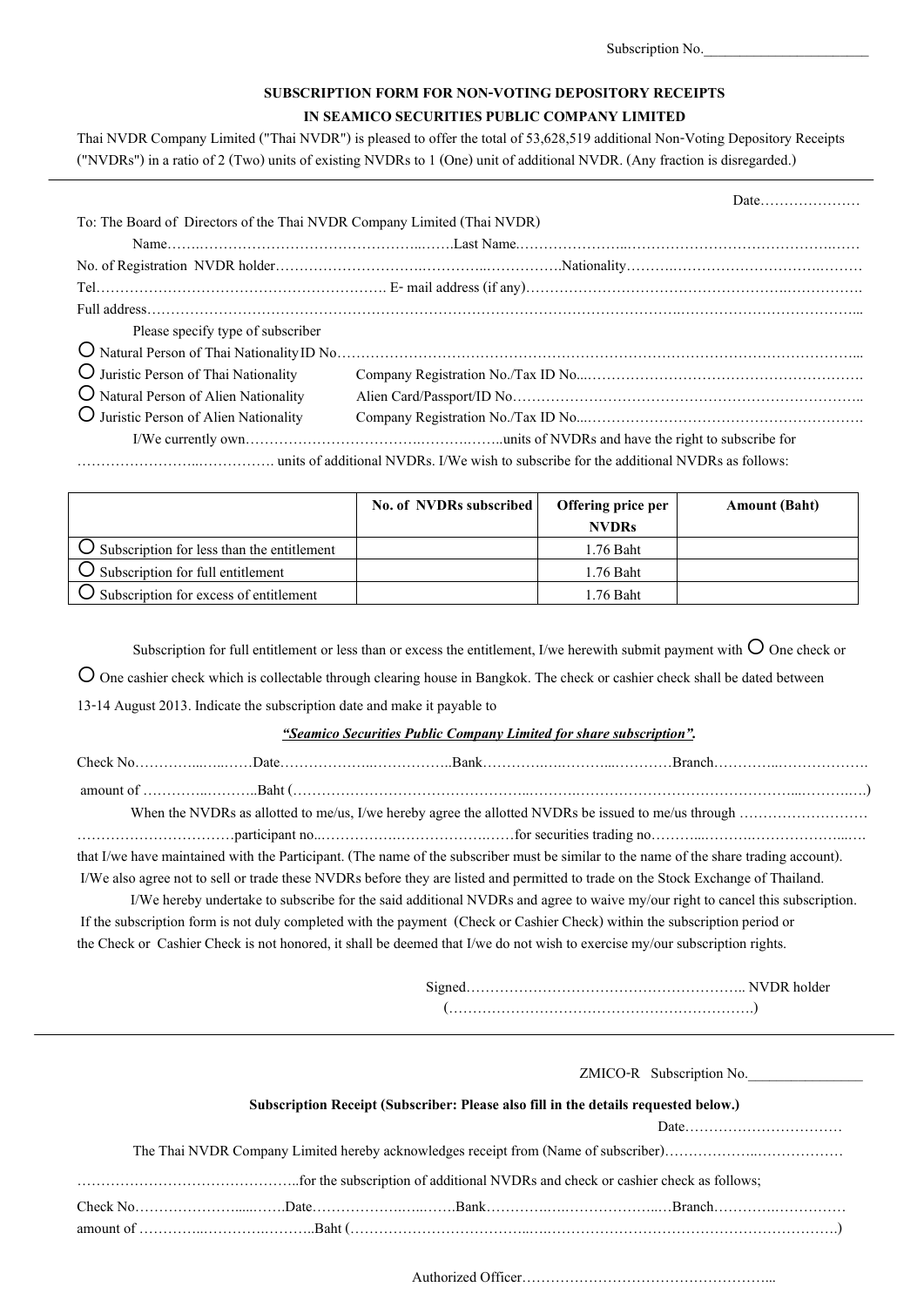Subscription No.______________________

**SUBSCRIPTION FORM FOR NON-VOTING DEPOSITORY RECEIPTS**
**IN SEAMICO SECURITIES PUBLIC COMPANY LIMITED**

Thai NVDR Company Limited ("Thai NVDR") is pleased to offer the total of 53,628,519 additional Non-Voting Depository Receipts ("NVDRs") in a ratio of 2 (Two) units of existing NVDRs to 1 (One) unit of additional NVDR. (Any fraction is disregarded.)

Date…………………

To: The Board of Directors of the Thai NVDR Company Limited (Thai NVDR)

Name……………………………………………………Last Name…………………………………………………………………

No. of Registration NVDR holder……………………………………………………………Nationality……………………………………………

Tel……………………………………………………… E- mail address (if any)……………………………………………………………………

Full address……………………………………………………………………………………………………………………………………………

Please specify type of subscriber

○ Natural Person of Thai Nationality ID No………………………………………………………………………………………………………

○ Juristic Person of Thai Nationality Company Registration No./Tax ID No……………………………………………………………

○ Natural Person of Alien Nationality Alien Card/Passport/ID No…………………………………………………………………………

○ Juristic Person of Alien Nationality Company Registration No./Tax ID No……………………………………………………………

I/We currently own……………………………………………………units of NVDRs and have the right to subscribe for ………………………………………. units of additional NVDRs. I/We wish to subscribe for the additional NVDRs as follows:

| | No. of NVDRs subscribed | Offering price per NVDRs | Amount (Baht) |
|---|---|---|---|
| ○ Subscription for less than the entitlement | | 1.76 Baht | |
| ○ Subscription for full entitlement | | 1.76 Baht | |
| ○ Subscription for excess of entitlement | | 1.76 Baht | |

Subscription for full entitlement or less than or excess the entitlement, I/we herewith submit payment with ○ One check or ○ One cashier check which is collectable through clearing house in Bangkok. The check or cashier check shall be dated between 13-14 August 2013. Indicate the subscription date and make it payable to

***"Seamico Securities Public Company Limited for share subscription".***

Check No…………………Date…………………………………Bank……………………………………Branch…………………………………

amount of ……………………Baht (………………………………………………………………………………………………………………………)

When the NVDRs as allotted to me/us, I/we hereby agree the allotted NVDRs be issued to me/us through ……………………… ……………………………participant no…………………………………………for securities trading no………………………………………… that I/we have maintained with the Participant. (The name of the subscriber must be similar to the name of the share trading account). I/We also agree not to sell or trade these NVDRs before they are listed and permitted to trade on the Stock Exchange of Thailand.

I/We hereby undertake to subscribe for the said additional NVDRs and agree to waive my/our right to cancel this subscription. If the subscription form is not duly completed with the payment (Check or Cashier Check) within the subscription period or the Check or Cashier Check is not honored, it shall be deemed that I/we do not wish to exercise my/our subscription rights.

Signed…………………………………………………… NVDR holder

(……………………………………………………………)

---

ZMICO-R Subscription No.________________

**Subscription Receipt (Subscriber: Please also fill in the details requested below.)**

Date……………………………

The Thai NVDR Company Limited hereby acknowledges receipt from (Name of subscriber)…………………………………… ………………………………………..for the subscription of additional NVDRs and check or cashier check as follows;

Check No……………………………Date………………………………Bank……………………………………Branch…………………………

amount of ……………………………………Baht (…………………………………………………………………………………………………)

Authorized Officer………………………………………………